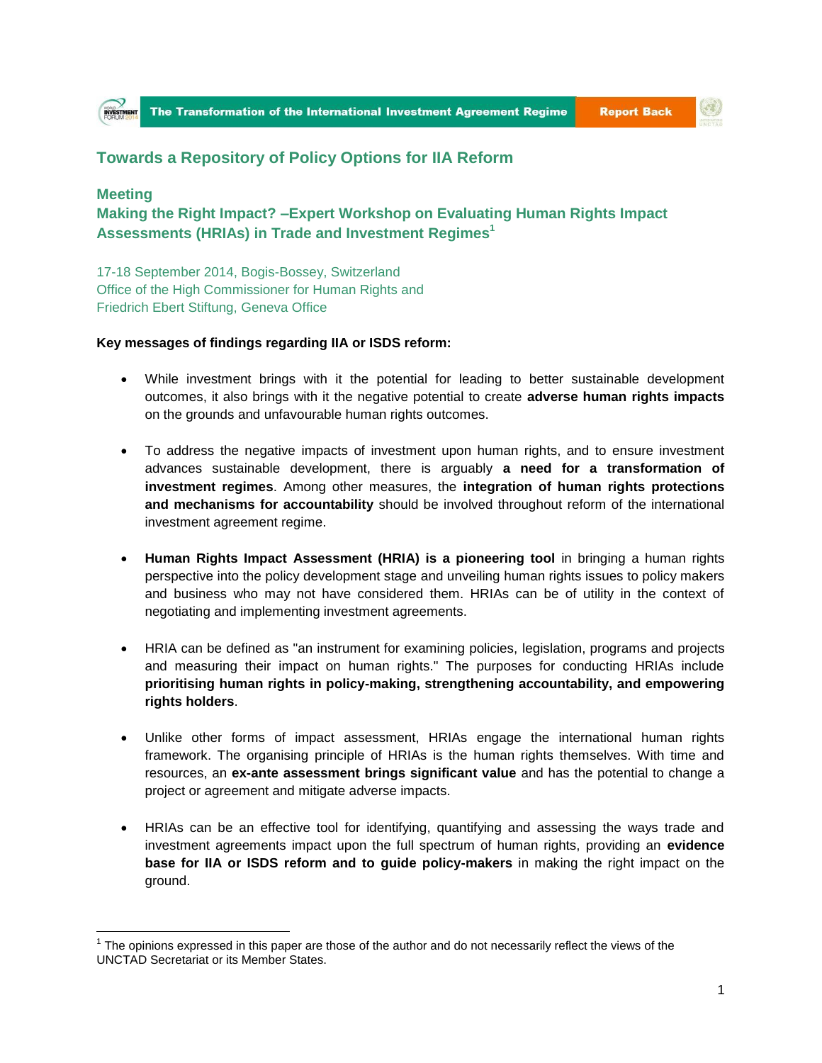## Towards a Repository of Policy Options for IIA Reform

### Meeting
### Making the Right Impact? –Expert Workshop on Evaluating Human Rights Impact Assessments (HRIAs) in Trade and Investment Regimes[1]

17-18 September 2014, Bogis-Bossey, Switzerland
Office of the High Commissioner for Human Rights and
Friedrich Ebert Stiftung, Geneva Office

**Key messages of findings regarding IIA or ISDS reform:**

- While investment brings with it the potential for leading to better sustainable development outcomes, it also brings with it the negative potential to create **adverse human rights impacts** on the grounds and unfavourable human rights outcomes.

- To address the negative impacts of investment upon human rights, and to ensure investment advances sustainable development, there is arguably **a need for a transformation of investment regimes**. Among other measures, the **integration of human rights protections and mechanisms for accountability** should be involved throughout reform of the international investment agreement regime.

- **Human Rights Impact Assessment (HRIA) is a pioneering tool** in bringing a human rights perspective into the policy development stage and unveiling human rights issues to policy makers and business who may not have considered them. HRIAs can be of utility in the context of negotiating and implementing investment agreements.

- HRIA can be defined as "an instrument for examining policies, legislation, programs and projects and measuring their impact on human rights." The purposes for conducting HRIAs include **prioritising human rights in policy-making, strengthening accountability, and empowering rights holders**.

- Unlike other forms of impact assessment, HRIAs engage the international human rights framework. The organising principle of HRIAs is the human rights themselves. With time and resources, an **ex-ante assessment brings significant value** and has the potential to change a project or agreement and mitigate adverse impacts.

- HRIAs can be an effective tool for identifying, quantifying and assessing the ways trade and investment agreements impact upon the full spectrum of human rights, providing an **evidence base for IIA or ISDS reform and to guide policy-makers** in making the right impact on the ground.

---

[1] The opinions expressed in this paper are those of the author and do not necessarily reflect the views of the UNCTAD Secretariat or its Member States.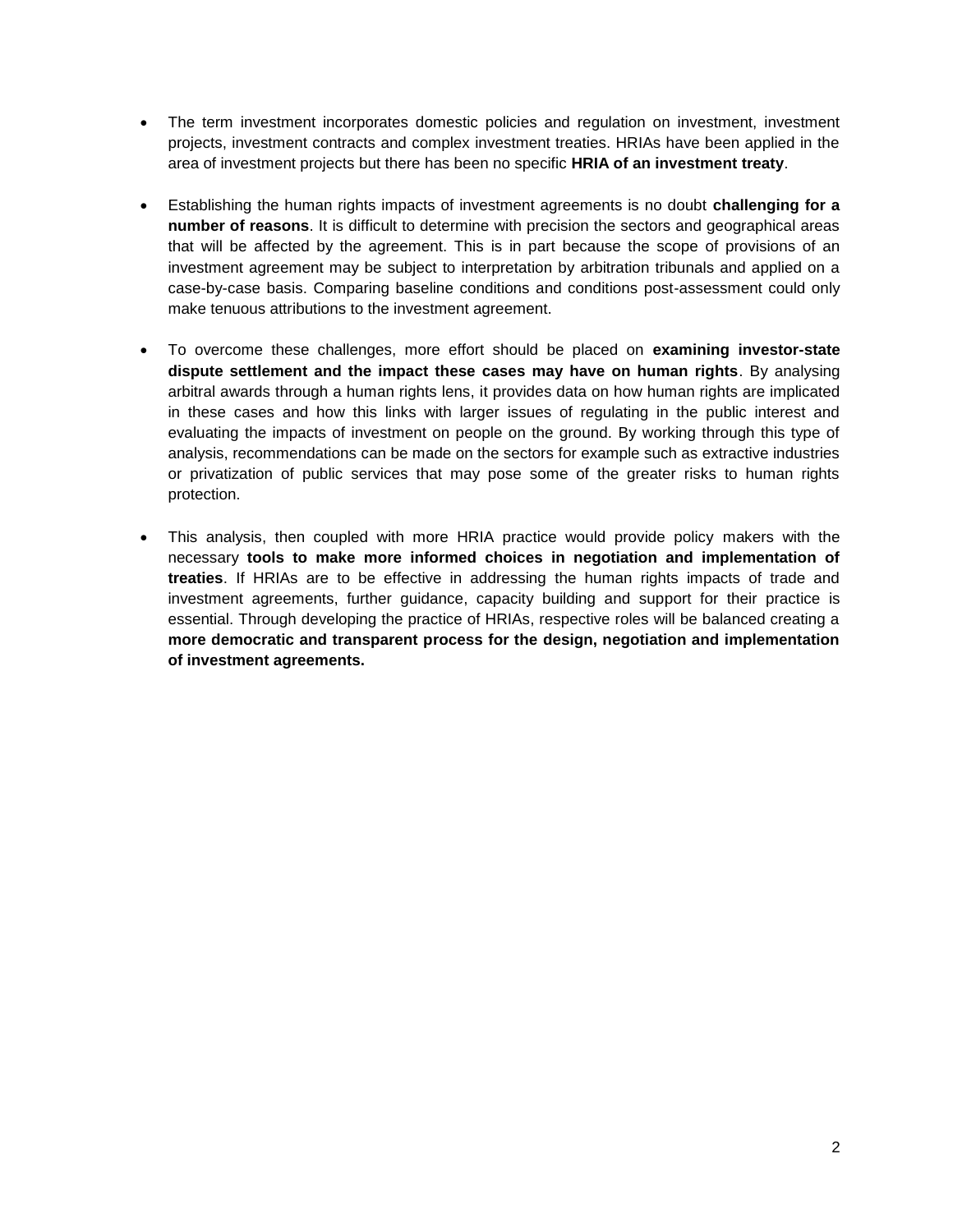- The term investment incorporates domestic policies and regulation on investment, investment projects, investment contracts and complex investment treaties. HRIAs have been applied in the area of investment projects but there has been no specific **HRIA of an investment treaty**.

- Establishing the human rights impacts of investment agreements is no doubt **challenging for a number of reasons**. It is difficult to determine with precision the sectors and geographical areas that will be affected by the agreement. This is in part because the scope of provisions of an investment agreement may be subject to interpretation by arbitration tribunals and applied on a case-by-case basis. Comparing baseline conditions and conditions post-assessment could only make tenuous attributions to the investment agreement.

- To overcome these challenges, more effort should be placed on **examining investor-state dispute settlement and the impact these cases may have on human rights**. By analysing arbitral awards through a human rights lens, it provides data on how human rights are implicated in these cases and how this links with larger issues of regulating in the public interest and evaluating the impacts of investment on people on the ground. By working through this type of analysis, recommendations can be made on the sectors for example such as extractive industries or privatization of public services that may pose some of the greater risks to human rights protection.

- This analysis, then coupled with more HRIA practice would provide policy makers with the necessary **tools to make more informed choices in negotiation and implementation of treaties**. If HRIAs are to be effective in addressing the human rights impacts of trade and investment agreements, further guidance, capacity building and support for their practice is essential. Through developing the practice of HRIAs, respective roles will be balanced creating a **more democratic and transparent process for the design, negotiation and implementation of investment agreements.**